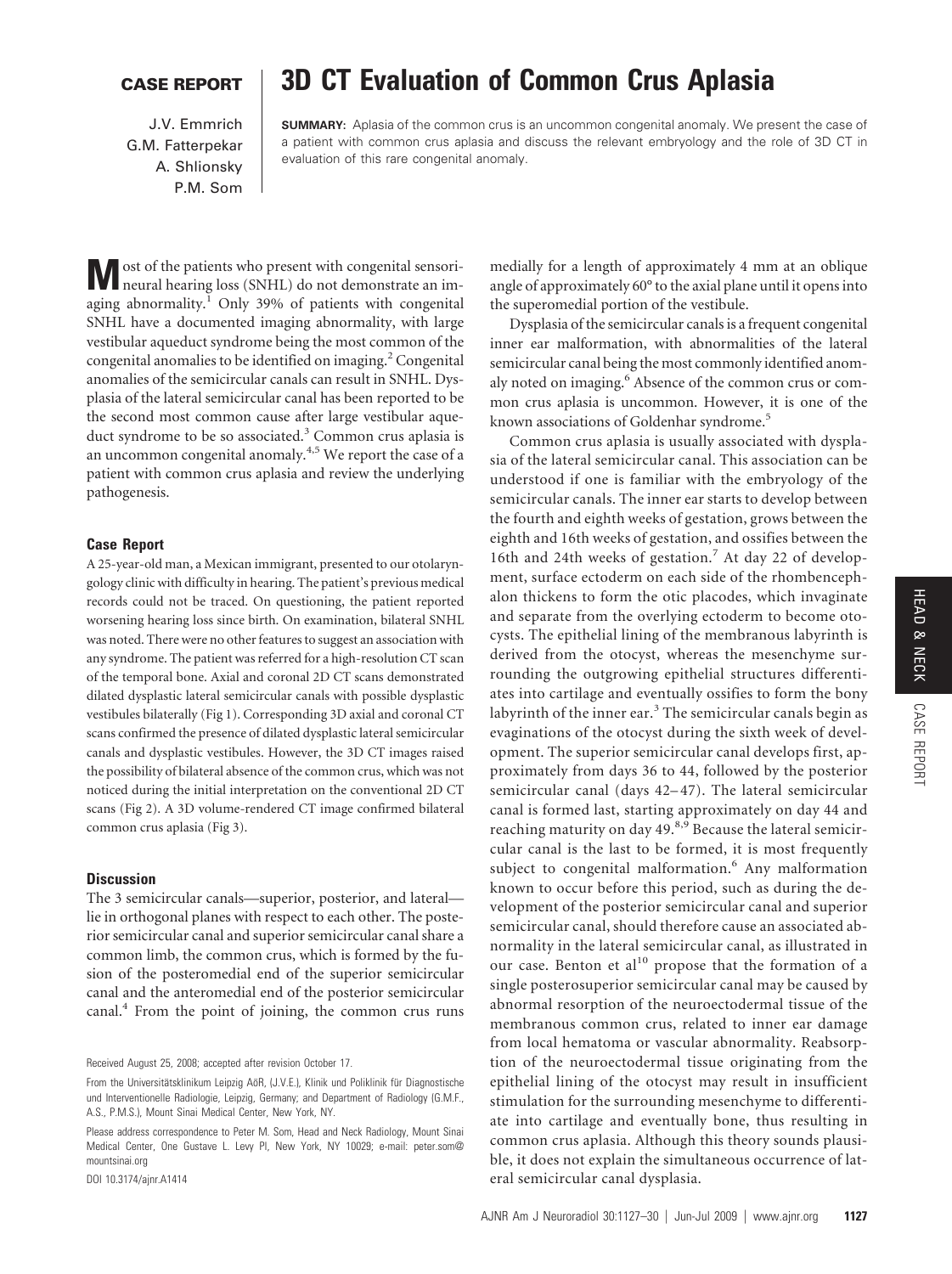**CASE REPORT**

# 3D CT Evaluation of Common Crus Aplasia

J.V. Emmrich
G.M. Fatterpekar
A. Shlionsky
P.M. Som

**SUMMARY:** Aplasia of the common crus is an uncommon congenital anomaly. We present the case of a patient with common crus aplasia and discuss the relevant embryology and the role of 3D CT in evaluation of this rare congenital anomaly.

Most of the patients who present with congenital sensorineural hearing loss (SNHL) do not demonstrate an imaging abnormality.[1] Only 39% of patients with congenital SNHL have a documented imaging abnormality, with large vestibular aqueduct syndrome being the most common of the congenital anomalies to be identified on imaging.[2] Congenital anomalies of the semicircular canals can result in SNHL. Dysplasia of the lateral semicircular canal has been reported to be the second most common cause after large vestibular aqueduct syndrome to be so associated.[3] Common crus aplasia is an uncommon congenital anomaly.[4,5] We report the case of a patient with common crus aplasia and review the underlying pathogenesis.

## Case Report

A 25-year-old man, a Mexican immigrant, presented to our otolaryngology clinic with difficulty in hearing. The patient's previous medical records could not be traced. On questioning, the patient reported worsening hearing loss since birth. On examination, bilateral SNHL was noted. There were no other features to suggest an association with any syndrome. The patient was referred for a high-resolution CT scan of the temporal bone. Axial and coronal 2D CT scans demonstrated dilated dysplastic lateral semicircular canals with possible dysplastic vestibules bilaterally (Fig 1). Corresponding 3D axial and coronal CT scans confirmed the presence of dilated dysplastic lateral semicircular canals and dysplastic vestibules. However, the 3D CT images raised the possibility of bilateral absence of the common crus, which was not noticed during the initial interpretation on the conventional 2D CT scans (Fig 2). A 3D volume-rendered CT image confirmed bilateral common crus aplasia (Fig 3).

## Discussion

The 3 semicircular canals—superior, posterior, and lateral—lie in orthogonal planes with respect to each other. The posterior semicircular canal and superior semicircular canal share a common limb, the common crus, which is formed by the fusion of the posteromedial end of the superior semicircular canal and the anteromedial end of the posterior semicircular canal.[4] From the point of joining, the common crus runs medially for a length of approximately 4 mm at an oblique angle of approximately 60° to the axial plane until it opens into the superomedial portion of the vestibule.

Dysplasia of the semicircular canals is a frequent congenital inner ear malformation, with abnormalities of the lateral semicircular canal being the most commonly identified anomaly noted on imaging.[6] Absence of the common crus or common crus aplasia is uncommon. However, it is one of the known associations of Goldenhar syndrome.[5]

Common crus aplasia is usually associated with dysplasia of the lateral semicircular canal. This association can be understood if one is familiar with the embryology of the semicircular canals. The inner ear starts to develop between the fourth and eighth weeks of gestation, grows between the eighth and 16th weeks of gestation, and ossifies between the 16th and 24th weeks of gestation.[7] At day 22 of development, surface ectoderm on each side of the rhombencephalon thickens to form the otic placodes, which invaginate and separate from the overlying ectoderm to become otocysts. The epithelial lining of the membranous labyrinth is derived from the otocyst, whereas the mesenchyme surrounding the outgrowing epithelial structures differentiates into cartilage and eventually ossifies to form the bony labyrinth of the inner ear.[3] The semicircular canals begin as evaginations of the otocyst during the sixth week of development. The superior semicircular canal develops first, approximately from days 36 to 44, followed by the posterior semicircular canal (days 42–47). The lateral semicircular canal is formed last, starting approximately on day 44 and reaching maturity on day 49.[8,9] Because the lateral semicircular canal is the last to be formed, it is most frequently subject to congenital malformation.[6] Any malformation known to occur before this period, such as during the development of the posterior semicircular canal and superior semicircular canal, should therefore cause an associated abnormality in the lateral semicircular canal, as illustrated in our case. Benton et al[10] propose that the formation of a single posterosuperior semicircular canal may be caused by abnormal resorption of the neuroectodermal tissue of the membranous common crus, related to inner ear damage from local hematoma or vascular abnormality. Reabsorption of the neuroectodermal tissue originating from the epithelial lining of the otocyst may result in insufficient stimulation for the surrounding mesenchyme to differentiate into cartilage and eventually bone, thus resulting in common crus aplasia. Although this theory sounds plausible, it does not explain the simultaneous occurrence of lateral semicircular canal dysplasia.

Received August 25, 2008; accepted after revision October 17.

From the Universitätsklinikum Leipzig AöR, (J.V.E.), Klinik und Poliklinik für Diagnostische und Interventionelle Radiologie, Leipzig, Germany; and Department of Radiology (G.M.F., A.S., P.M.S.), Mount Sinai Medical Center, New York, NY.

Please address correspondence to Peter M. Som, Head and Neck Radiology, Mount Sinai Medical Center, One Gustave L. Levy Pl, New York, NY 10029; e-mail: peter.som@mountsinai.org

DOI 10.3174/ajnr.A1414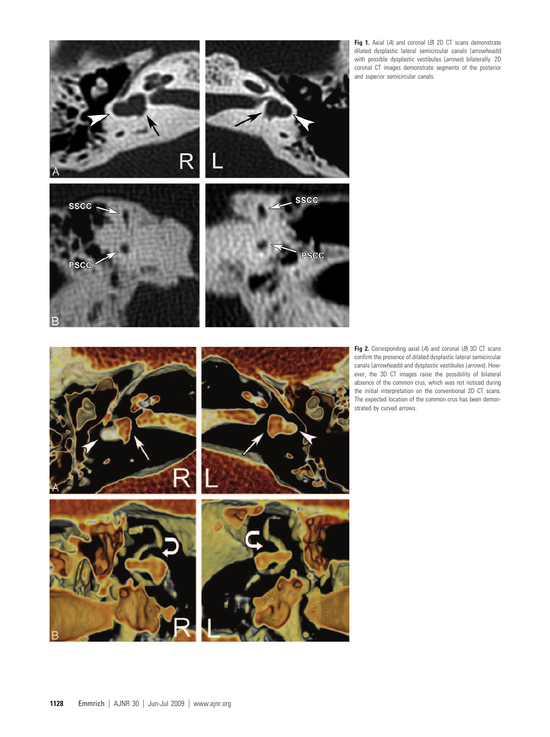**Fig 1.** Axial (*A*) and coronal (*B*) 2D CT scans demonstrate dilated dysplastic lateral semicircular canals (*arrowheads*) with possible dysplastic vestibules (*arrows*) bilaterally. 2D coronal CT images demonstrate segments of the posterior and superior semicircular canals.

**Fig 2.** Corresponding axial (*A*) and coronal (*B*) 3D CT scans confirm the presence of dilated dysplastic lateral semicircular canals (*arrowheads*) and dysplastic vestibules (*arrows*). However, the 3D CT images raise the possibility of bilateral absence of the common crus, which was not noticed during the initial interpretation on the conventional 2D CT scans. The expected location of the common crus has been demonstrated by curved arrows.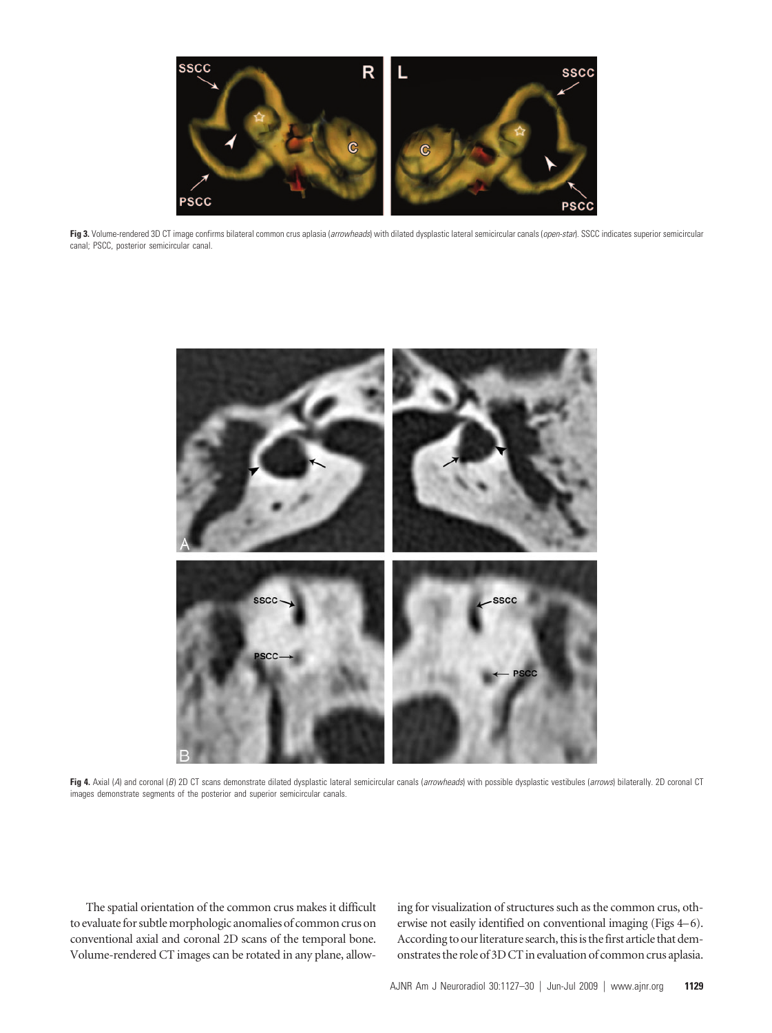**Fig 3.** Volume-rendered 3D CT image confirms bilateral common crus aplasia (*arrowheads*) with dilated dysplastic lateral semicircular canals (*open-star*). SSCC indicates superior semicircular canal; PSCC, posterior semicircular canal.

**Fig 4.** Axial (*A*) and coronal (*B*) 2D CT scans demonstrate dilated dysplastic lateral semicircular canals (*arrowheads*) with possible dysplastic vestibules (*arrows*) bilaterally. 2D coronal CT images demonstrate segments of the posterior and superior semicircular canals.

The spatial orientation of the common crus makes it difficult to evaluate for subtle morphologic anomalies of common crus on conventional axial and coronal 2D scans of the temporal bone. Volume-rendered CT images can be rotated in any plane, allowing for visualization of structures such as the common crus, otherwise not easily identified on conventional imaging (Figs 4–6). According to our literature search, this is the first article that demonstrates the role of 3D CT in evaluation of common crus aplasia.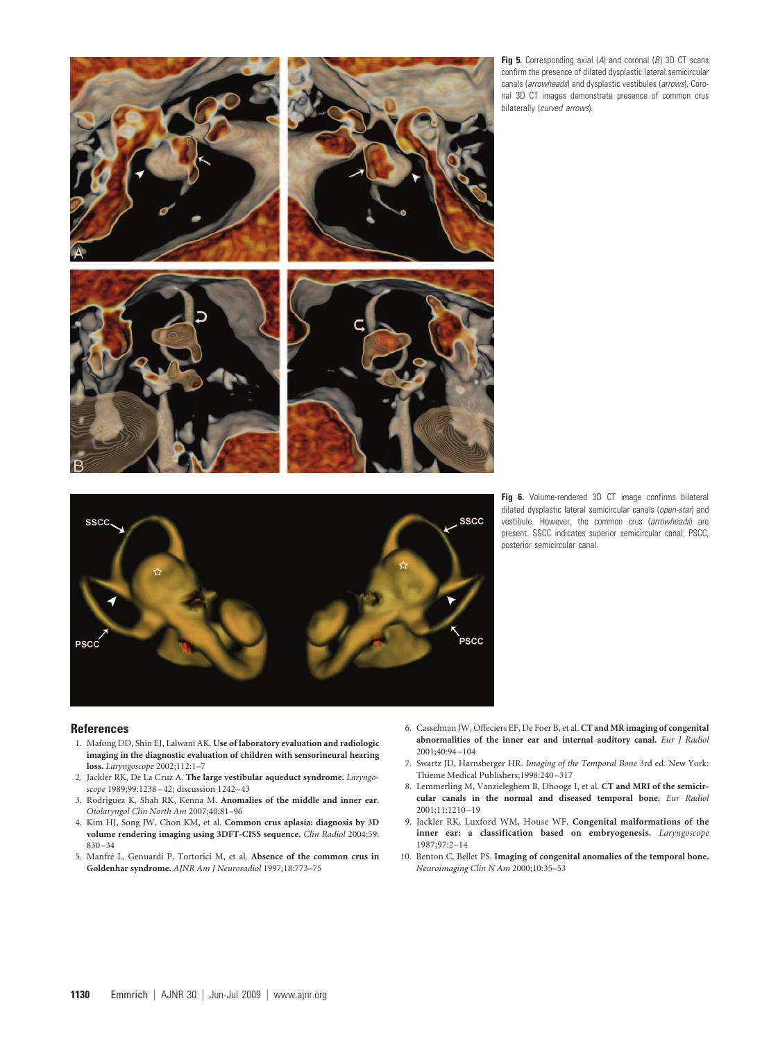**Fig 5.** Corresponding axial (*A*) and coronal (*B*) 3D CT scans confirm the presence of dilated dysplastic lateral semicircular canals (*arrowheads*) and dysplastic vestibules (*arrows*). Coronal 3D CT images demonstrate presence of common crus bilaterally (*curved arrows*).

**Fig 6.** Volume-rendered 3D CT image confirms bilateral dilated dysplastic lateral semicircular canals (*open-star*) and vestibule. However, the common crus (*arrowheads*) are present. SSCC indicates superior semicircular canal; PSCC, posterior semicircular canal.

## References

1. Mafong DD, Shin EJ, Lalwani AK. **Use of laboratory evaluation and radiologic imaging in the diagnostic evaluation of children with sensorineural hearing loss.** *Laryngoscope* 2002;112:1–7
2. Jackler RK, De La Cruz A. **The large vestibular aqueduct syndrome.** *Laryngoscope* 1989;99:1238–42; discussion 1242–43
3. Rodriguez K, Shah RK, Kenna M. **Anomalies of the middle and inner ear.** *Otolaryngol Clin North Am* 2007;40:81–96
4. Kim HJ, Song JW, Chon KM, et al. **Common crus aplasia: diagnosis by 3D volume rendering imaging using 3DFT-CISS sequence.** *Clin Radiol* 2004;59:830–34
5. Manfré L, Genuardi P, Tortorici M, et al. **Absence of the common crus in Goldenhar syndrome.** *AJNR Am J Neuroradiol* 1997;18:773–75
6. Casselman JW, Offeciers EF, De Foer B, et al. **CT and MR imaging of congenital abnormalities of the inner ear and internal auditory canal.** *Eur J Radiol* 2001;40:94–104
7. Swartz JD, Harnsberger HR. *Imaging of the Temporal Bone* 3rd ed. New York: Thieme Medical Publishers;1998:240–317
8. Lemmerling M, Vanzieleghem B, Dhooge I, et al. **CT and MRI of the semicircular canals in the normal and diseased temporal bone.** *Eur Radiol* 2001;11:1210–19
9. Jackler RK, Luxford WM, House WF. **Congenital malformations of the inner ear: a classification based on embryogenesis.** *Laryngoscope* 1987;97:2–14
10. Benton C, Bellet PS. **Imaging of congenital anomalies of the temporal bone.** *Neuroimaging Clin N Am* 2000;10:35–53